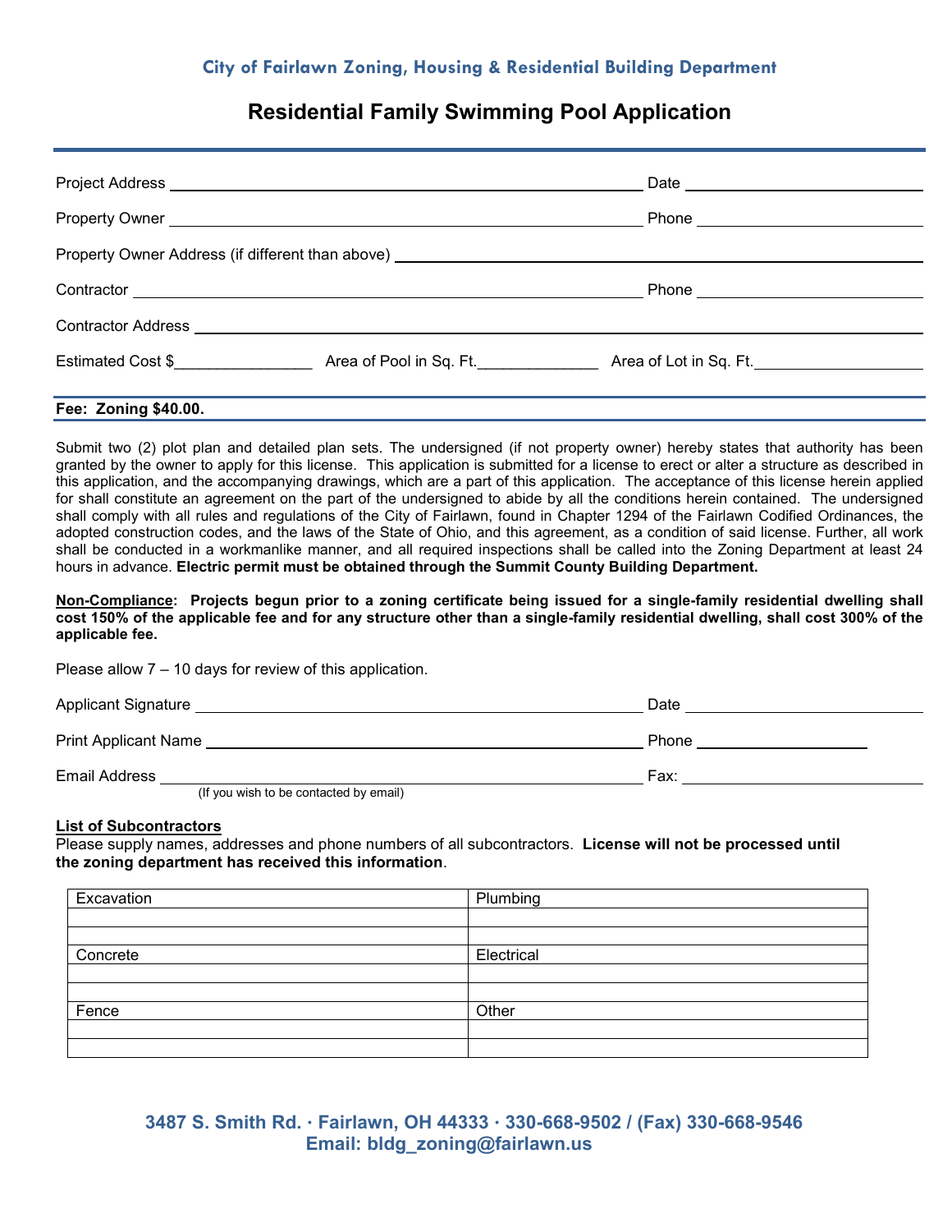**City of Fairlawn Zoning, Housing & Residential Building Department**

# Residential Family Swimming Pool Application

Project Address ______________________________ Date ______________

Property Owner ______________________________ Phone ______________

Property Owner Address (if different than above) ______________________________

Contractor ______________________________ Phone ______________

Contractor Address ______________________________

Estimated Cost $_______________ Area of Pool in Sq. Ft._____________ Area of Lot in Sq. Ft.______________

**Fee: Zoning $40.00.**

Submit two (2) plot plan and detailed plan sets. The undersigned (if not property owner) hereby states that authority has been granted by the owner to apply for this license. This application is submitted for a license to erect or alter a structure as described in this application, and the accompanying drawings, which are a part of this application. The acceptance of this license herein applied for shall constitute an agreement on the part of the undersigned to abide by all the conditions herein contained. The undersigned shall comply with all rules and regulations of the City of Fairlawn, found in Chapter 1294 of the Fairlawn Codified Ordinances, the adopted construction codes, and the laws of the State of Ohio, and this agreement, as a condition of said license. Further, all work shall be conducted in a workmanlike manner, and all required inspections shall be called into the Zoning Department at least 24 hours in advance. **Electric permit must be obtained through the Summit County Building Department.**

**Non-Compliance: Projects begun prior to a zoning certificate being issued for a single-family residential dwelling shall cost 150% of the applicable fee and for any structure other than a single-family residential dwelling, shall cost 300% of the applicable fee.**

Please allow 7 – 10 days for review of this application.

Applicant Signature ______________________________ Date ______________

Print Applicant Name ______________________________ Phone ______________

Email Address ______________________________ Fax: ______________
(If you wish to be contacted by email)

**List of Subcontractors**

Please supply names, addresses and phone numbers of all subcontractors. **License will not be processed until the zoning department has received this information**.

| Excavation | Plumbing |
|---|---|
| | |
| | |
| Concrete | Electrical |
| | |
| | |
| Fence | Other |
| | |
| | |

**3487 S. Smith Rd. · Fairlawn, OH 44333 · 330-668-9502 / (Fax) 330-668-9546**
**Email: bldg_zoning@fairlawn.us**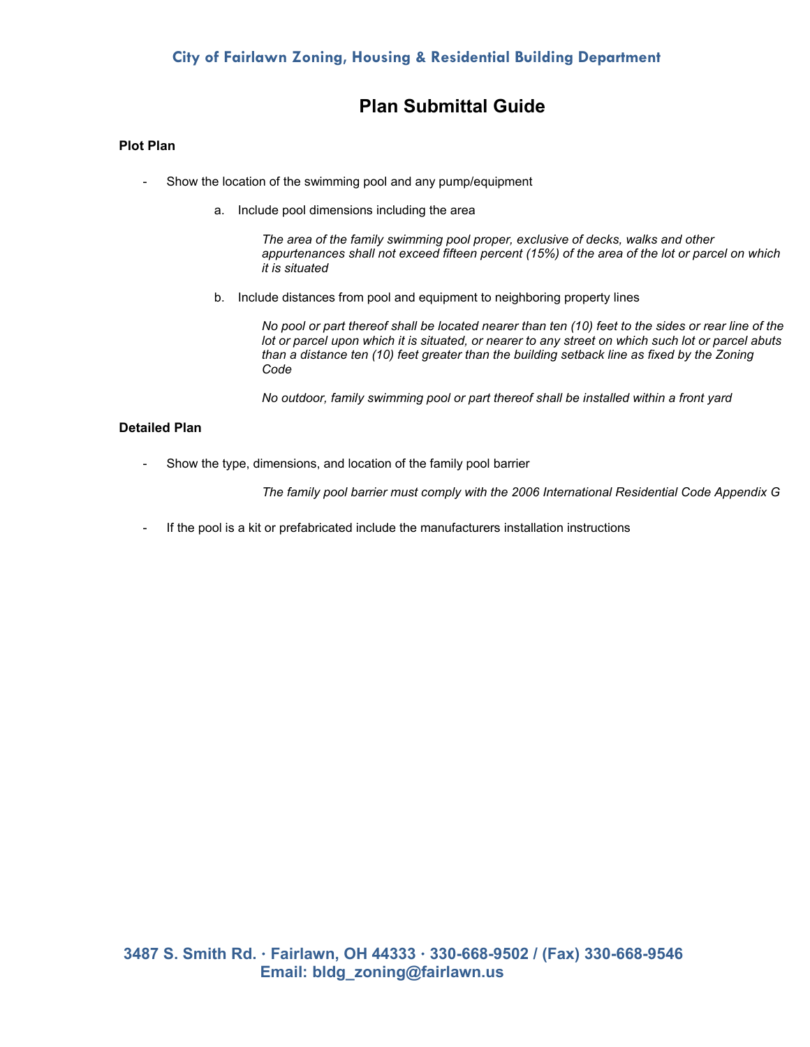City of Fairlawn Zoning, Housing & Residential Building Department

# Plan Submittal Guide

### Plot Plan

- Show the location of the swimming pool and any pump/equipment

  a. Include pool dimensions including the area

     *The area of the family swimming pool proper, exclusive of decks, walks and other appurtenances shall not exceed fifteen percent (15%) of the area of the lot or parcel on which it is situated*

  b. Include distances from pool and equipment to neighboring property lines

     *No pool or part thereof shall be located nearer than ten (10) feet to the sides or rear line of the lot or parcel upon which it is situated, or nearer to any street on which such lot or parcel abuts than a distance ten (10) feet greater than the building setback line as fixed by the Zoning Code*

     *No outdoor, family swimming pool or part thereof shall be installed within a front yard*

### Detailed Plan

- Show the type, dimensions, and location of the family pool barrier

  *The family pool barrier must comply with the 2006 International Residential Code Appendix G*

- If the pool is a kit or prefabricated include the manufacturers installation instructions

**3487 S. Smith Rd. · Fairlawn, OH 44333 · 330-668-9502 / (Fax) 330-668-9546**
**Email: bldg_zoning@fairlawn.us**